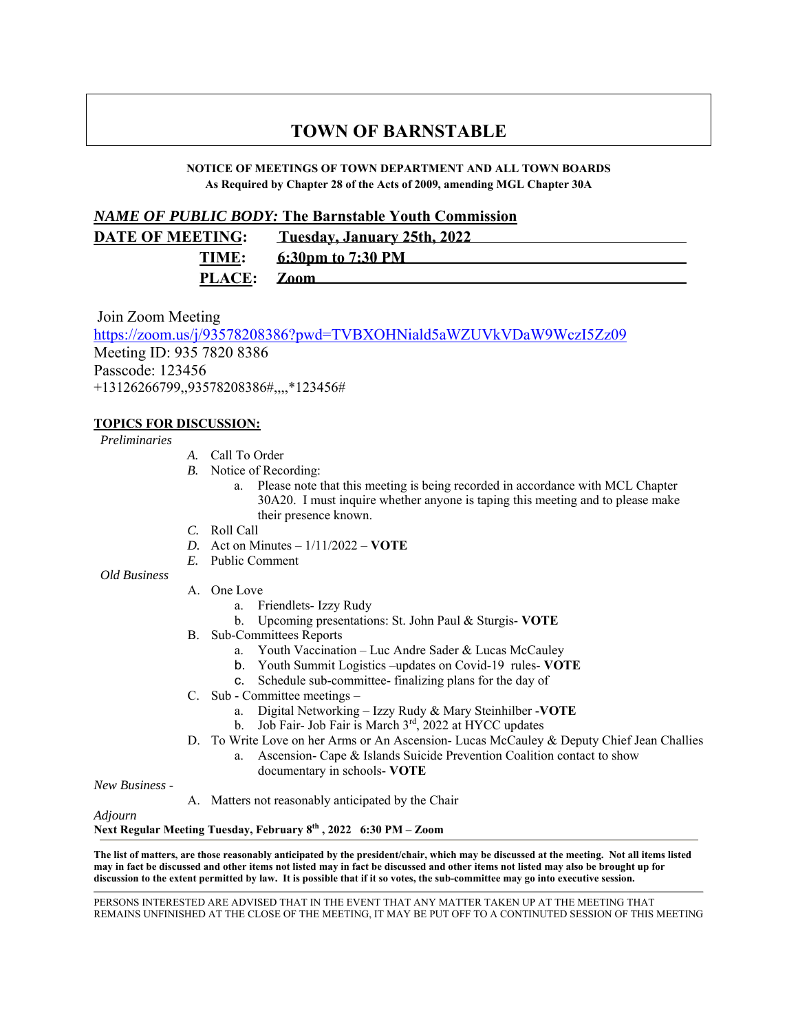# TOWN OF BARNSTABLE

**NOTICE OF MEETINGS OF TOWN DEPARTMENT AND ALL TOWN BOARDS**
**As Required by Chapter 28 of the Acts of 2009, amending MGL Chapter 30A**

***NAME OF PUBLIC BODY:* The Barnstable Youth Commission**

**DATE OF MEETING:** **Tuesday, January 25th, 2022**

**TIME:** **6:30pm to 7:30 PM**

**PLACE:** **Zoom**

Join Zoom Meeting
https://zoom.us/j/93578208386?pwd=TVBXOHNiald5aWZUVkVDaW9WczI5Zz09
Meeting ID: 935 7820 8386
Passcode: 123456
+13126266799,,93578208386#,,,,*123456#

**TOPICS FOR DISCUSSION:**

*Preliminaries*

- *A.* Call To Order
- *B.* Notice of Recording:
  - a. Please note that this meeting is being recorded in accordance with MCL Chapter 30A20. I must inquire whether anyone is taping this meeting and to please make their presence known.
- *C.* Roll Call
- *D.* Act on Minutes – 1/11/2022 – **VOTE**
- *E.* Public Comment

*Old Business*

- A. One Love
  - a. Friendlets- Izzy Rudy
  - b. Upcoming presentations: St. John Paul & Sturgis- **VOTE**
- B. Sub-Committees Reports
  - a. Youth Vaccination – Luc Andre Sader & Lucas McCauley
  - b. Youth Summit Logistics –updates on Covid-19 rules- **VOTE**
  - c. Schedule sub-committee- finalizing plans for the day of
- C. Sub - Committee meetings –
  - a. Digital Networking – Izzy Rudy & Mary Steinhilber -**VOTE**
  - b. Job Fair- Job Fair is March 3rd, 2022 at HYCC updates
- D. To Write Love on her Arms or An Ascension- Lucas McCauley & Deputy Chief Jean Challies
  - a. Ascension- Cape & Islands Suicide Prevention Coalition contact to show documentary in schools- **VOTE**

*New Business -*

- A. Matters not reasonably anticipated by the Chair

*Adjourn*

**Next Regular Meeting Tuesday, February 8th , 2022 6:30 PM – Zoom**

**The list of matters, are those reasonably anticipated by the president/chair, which may be discussed at the meeting. Not all items listed may in fact be discussed and other items not listed may in fact be discussed and other items not listed may also be brought up for discussion to the extent permitted by law. It is possible that if it so votes, the sub-committee may go into executive session.**

PERSONS INTERESTED ARE ADVISED THAT IN THE EVENT THAT ANY MATTER TAKEN UP AT THE MEETING THAT REMAINS UNFINISHED AT THE CLOSE OF THE MEETING, IT MAY BE PUT OFF TO A CONTINUTED SESSION OF THIS MEETING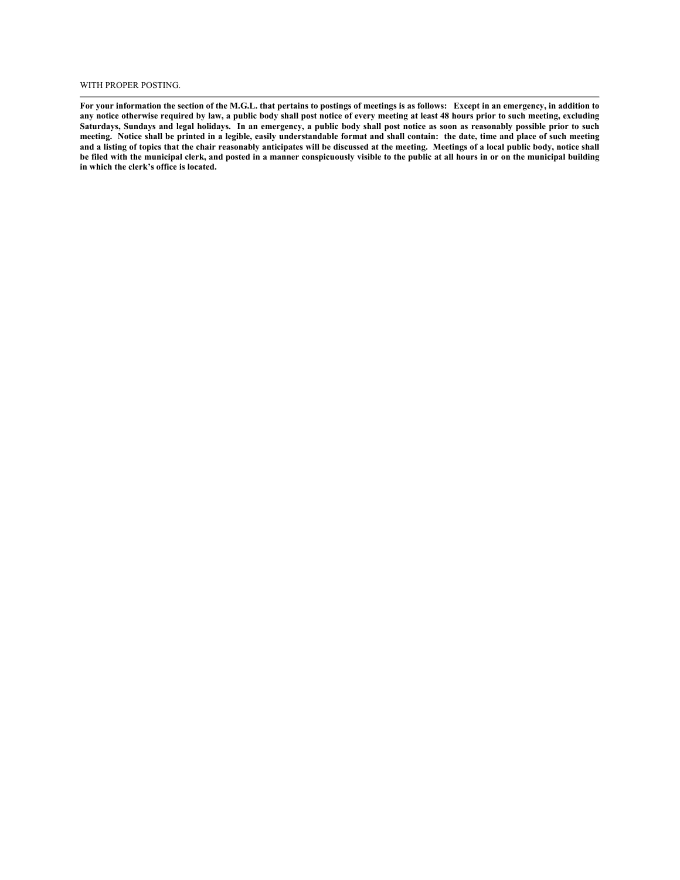WITH PROPER POSTING.

---

**For your information the section of the M.G.L. that pertains to postings of meetings is as follows: Except in an emergency, in addition to any notice otherwise required by law, a public body shall post notice of every meeting at least 48 hours prior to such meeting, excluding Saturdays, Sundays and legal holidays. In an emergency, a public body shall post notice as soon as reasonably possible prior to such meeting. Notice shall be printed in a legible, easily understandable format and shall contain: the date, time and place of such meeting and a listing of topics that the chair reasonably anticipates will be discussed at the meeting. Meetings of a local public body, notice shall be filed with the municipal clerk, and posted in a manner conspicuously visible to the public at all hours in or on the municipal building in which the clerk's office is located.**